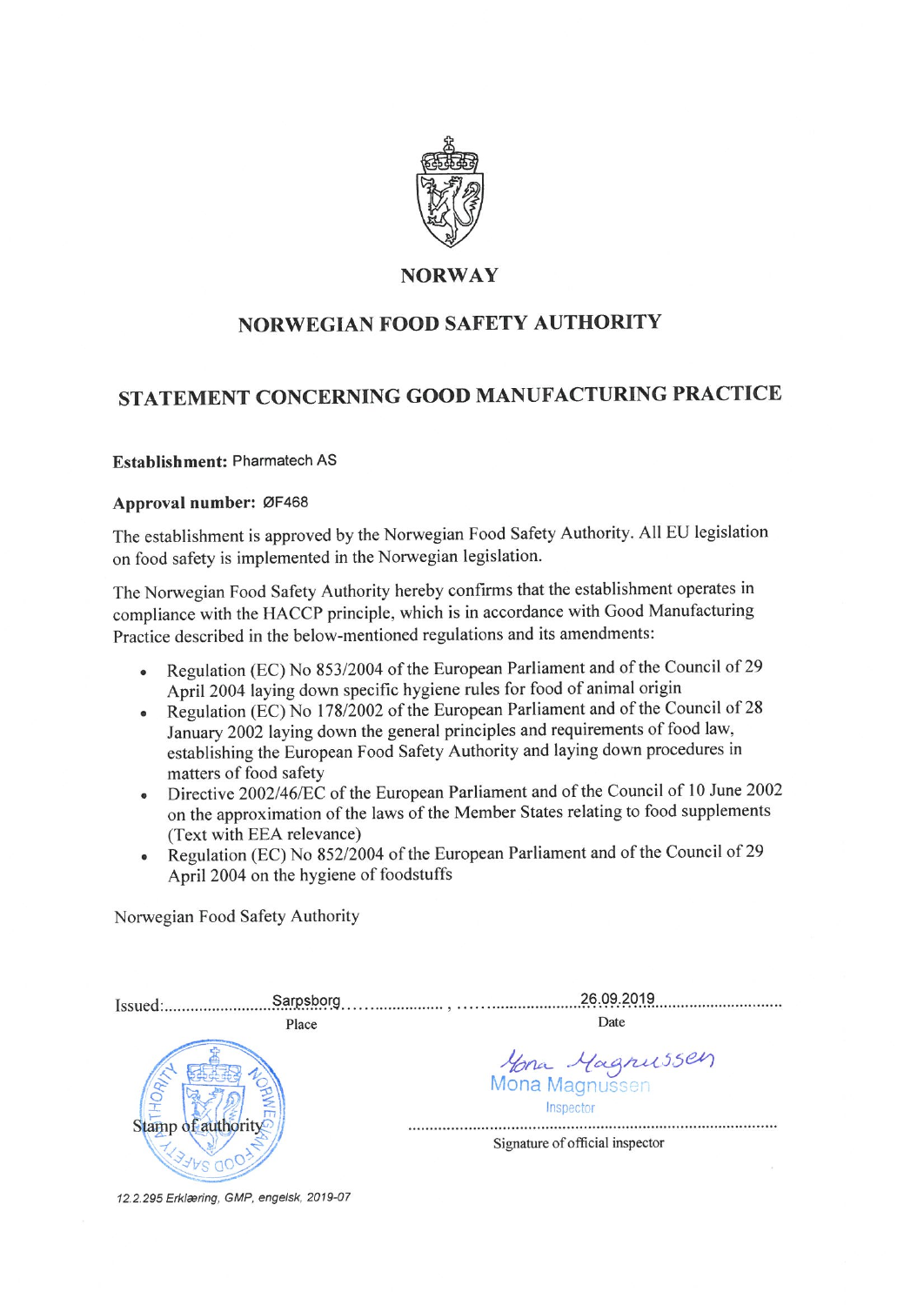# NORWAY

## NORWEGIAN FOOD SAFETY AUTHORITY

## STATEMENT CONCERNING GOOD MANUFACTURING PRACTICE

**Establishment:** Pharmatech AS

**Approval number:** ØF468

The establishment is approved by the Norwegian Food Safety Authority. All EU legislation on food safety is implemented in the Norwegian legislation.

The Norwegian Food Safety Authority hereby confirms that the establishment operates in compliance with the HACCP principle, which is in accordance with Good Manufacturing Practice described in the below-mentioned regulations and its amendments:

- Regulation (EC) No 853/2004 of the European Parliament and of the Council of 29 April 2004 laying down specific hygiene rules for food of animal origin
- Regulation (EC) No 178/2002 of the European Parliament and of the Council of 28 January 2002 laying down the general principles and requirements of food law, establishing the European Food Safety Authority and laying down procedures in matters of food safety
- Directive 2002/46/EC of the European Parliament and of the Council of 10 June 2002 on the approximation of the laws of the Member States relating to food supplements (Text with EEA relevance)
- Regulation (EC) No 852/2004 of the European Parliament and of the Council of 29 April 2004 on the hygiene of foodstuffs

Norwegian Food Safety Authority

Issued: Sarpsborg, 26.09.2019

Place | Date

Stamp of authority

Mona Magnussen
Mona Magnussen
Inspector

Signature of official inspector

*12.2.295 Erklæring, GMP, engelsk, 2019-07*